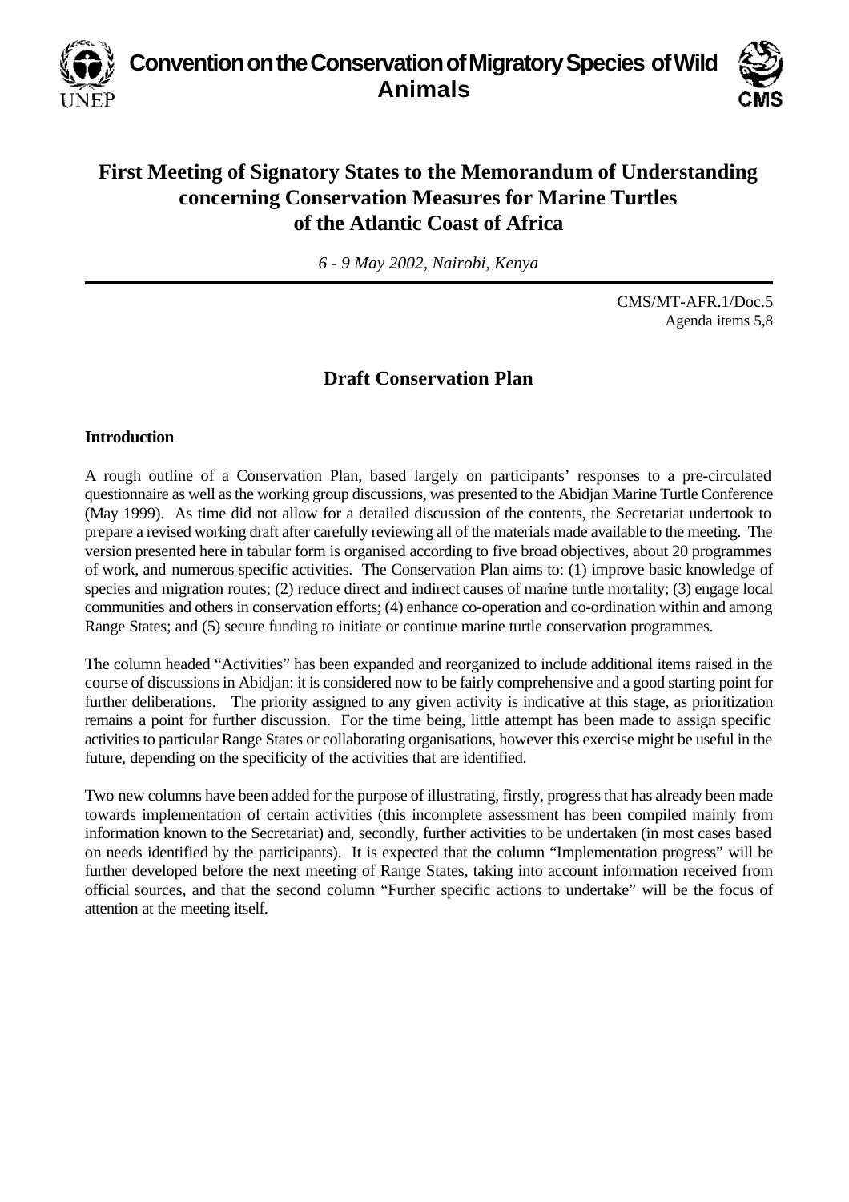# Convention on the Conservation of Migratory Species of Wild Animals

## First Meeting of Signatory States to the Memorandum of Understanding concerning Conservation Measures for Marine Turtles of the Atlantic Coast of Africa

*6 - 9 May 2002, Nairobi, Kenya*

CMS/MT-AFR.1/Doc.5
Agenda items 5,8

## Draft Conservation Plan

**Introduction**

A rough outline of a Conservation Plan, based largely on participants' responses to a pre-circulated questionnaire as well as the working group discussions, was presented to the Abidjan Marine Turtle Conference (May 1999). As time did not allow for a detailed discussion of the contents, the Secretariat undertook to prepare a revised working draft after carefully reviewing all of the materials made available to the meeting. The version presented here in tabular form is organised according to five broad objectives, about 20 programmes of work, and numerous specific activities. The Conservation Plan aims to: (1) improve basic knowledge of species and migration routes; (2) reduce direct and indirect causes of marine turtle mortality; (3) engage local communities and others in conservation efforts; (4) enhance co-operation and co-ordination within and among Range States; and (5) secure funding to initiate or continue marine turtle conservation programmes.

The column headed "Activities" has been expanded and reorganized to include additional items raised in the course of discussions in Abidjan: it is considered now to be fairly comprehensive and a good starting point for further deliberations. The priority assigned to any given activity is indicative at this stage, as prioritization remains a point for further discussion. For the time being, little attempt has been made to assign specific activities to particular Range States or collaborating organisations, however this exercise might be useful in the future, depending on the specificity of the activities that are identified.

Two new columns have been added for the purpose of illustrating, firstly, progress that has already been made towards implementation of certain activities (this incomplete assessment has been compiled mainly from information known to the Secretariat) and, secondly, further activities to be undertaken (in most cases based on needs identified by the participants). It is expected that the column "Implementation progress" will be further developed before the next meeting of Range States, taking into account information received from official sources, and that the second column "Further specific actions to undertake" will be the focus of attention at the meeting itself.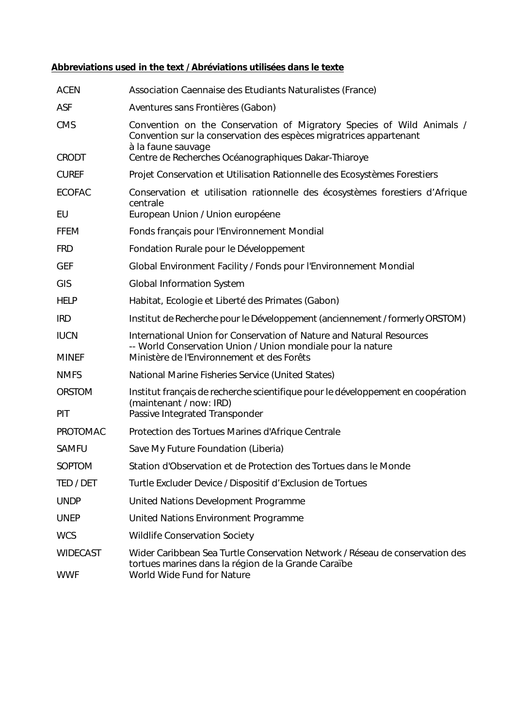**Abbreviations used in the text / Abréviations utilisées dans le texte**

| | |
|---|---|
| ACEN | Association Caennaise des Etudiants Naturalistes (France) |
| ASF | Aventures sans Frontières (Gabon) |
| CMS | Convention on the Conservation of Migratory Species of Wild Animals / Convention sur la conservation des espèces migratrices appartenant à la faune sauvage |
| CRODT | Centre de Recherches Océanographiques Dakar-Thiaroye |
| CUREF | Projet Conservation et Utilisation Rationnelle des Ecosystèmes Forestiers |
| ECOFAC | Conservation et utilisation rationnelle des écosystèmes forestiers d'Afrique centrale |
| EU | European Union / Union européene |
| FFEM | Fonds français pour l'Environnement Mondial |
| FRD | Fondation Rurale pour le Développement |
| GEF | Global Environment Facility / Fonds pour l'Environnement Mondial |
| GIS | Global Information System |
| HELP | Habitat, Ecologie et Liberté des Primates (Gabon) |
| IRD | Institut de Recherche pour le Développement (anciennement / formerly ORSTOM) |
| IUCN | International Union for Conservation of Nature and Natural Resources -- World Conservation Union / Union mondiale pour la nature |
| MINEF | Ministère de l'Environnement et des Forêts |
| NMFS | National Marine Fisheries Service (United States) |
| ORSTOM | Institut français de recherche scientifique pour le développement en coopération (maintenant / now: IRD) |
| PIT | Passive Integrated Transponder |
| PROTOMAC | Protection des Tortues Marines d'Afrique Centrale |
| SAMFU | Save My Future Foundation (Liberia) |
| SOPTOM | Station d'Observation et de Protection des Tortues dans le Monde |
| TED / DET | Turtle Excluder Device / Dispositif d'Exclusion de Tortues |
| UNDP | United Nations Development Programme |
| UNEP | United Nations Environment Programme |
| WCS | Wildlife Conservation Society |
| WIDECAST | Wider Caribbean Sea Turtle Conservation Network / Réseau de conservation des tortues marines dans la région de la Grande Caraïbe |
| WWF | World Wide Fund for Nature |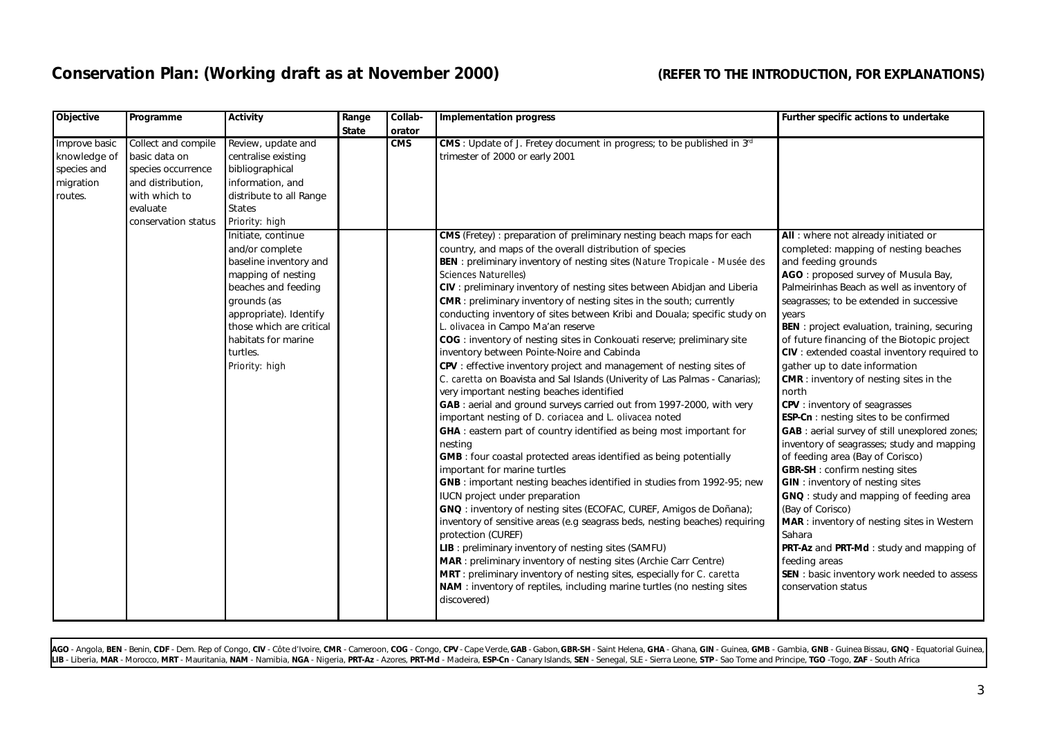## Conservation Plan: (Working draft as at November 2000)

**(REFER TO THE INTRODUCTION, FOR EXPLANATIONS)**

| Objective | Programme | Activity | Range State | Collab-orator | Implementation progress | Further specific actions to undertake |
|---|---|---|---|---|---|---|
| Improve basic knowledge of species and migration routes. | Collect and compile basic data on species occurrence and distribution, with which to evaluate conservation status | Review, update and centralise existing bibliographical information, and distribute to all Range States *Priority: high* | | **CMS** | **CMS** : Update of J. Fretey document in progress; to be published in 3rd trimester of 2000 or early 2001 | |
| | | Initiate, continue and/or complete baseline inventory and mapping of nesting beaches and feeding grounds (as appropriate). Identify those which are critical habitats for marine turtles. *Priority: high* | | | **CMS** (Fretey) : preparation of preliminary nesting beach maps for each country, and maps of the overall distribution of species<br>**BEN** : preliminary inventory of nesting sites (*Nature Tropicale - Musée des Sciences Naturelles*)<br>**CIV** : preliminary inventory of nesting sites between Abidjan and Liberia<br>**CMR** : preliminary inventory of nesting sites in the south; currently conducting inventory of sites between Kribi and Douala; specific study on *L. olivacea* in Campo Ma'an reserve<br>**COG** : inventory of nesting sites in Conkouati reserve; preliminary site inventory between Pointe-Noire and Cabinda<br>**CPV** : effective inventory project and management of nesting sites of *C. caretta* on Boavista and Sal Islands (Univerity of Las Palmas - Canarias); very important nesting beaches identified<br>**GAB** : aerial and ground surveys carried out from 1997-2000, with very important nesting of *D. coriacea* and *L. olivacea* noted<br>**GHA** : eastern part of country identified as being most important for nesting<br>**GMB** : four coastal protected areas identified as being potentially important for marine turtles<br>**GNB** : important nesting beaches identified in studies from 1992-95; new IUCN project under preparation<br>**GNQ** : inventory of nesting sites (ECOFAC, CUREF, Amigos de Doñana); inventory of sensitive areas (e.g seagrass beds, nesting beaches) requiring protection (CUREF)<br>**LIB** : preliminary inventory of nesting sites (SAMFU)<br>**MAR** : preliminary inventory of nesting sites (Archie Carr Centre)<br>**MRT** : preliminary inventory of nesting sites, especially for *C. caretta*<br>**NAM** : inventory of reptiles, including marine turtles (no nesting sites discovered) | **All** : where not already initiated or completed: mapping of nesting beaches and feeding grounds<br>**AGO** : proposed survey of Musula Bay, Palmeirinhas Beach as well as inventory of seagrasses; to be extended in successive years<br>**BEN** : project evaluation, training, securing of future financing of the Biotopic project<br>**CIV** : extended coastal inventory required to gather up to date information<br>**CMR** : inventory of nesting sites in the north<br>**CPV** : inventory of seagrasses<br>**ESP-Cn** : nesting sites to be confirmed<br>**GAB** : aerial survey of still unexplored zones; inventory of seagrasses; study and mapping of feeding area (Bay of Corisco)<br>**GBR-SH** : confirm nesting sites<br>**GIN** : inventory of nesting sites<br>**GNQ** : study and mapping of feeding area (Bay of Corisco)<br>**MAR** : inventory of nesting sites in Western Sahara<br>**PRT-Az** and **PRT-Md** : study and mapping of feeding areas<br>**SEN** : basic inventory work needed to assess conservation status |

**AGO** - Angola, **BEN** - Benin, **CDF** - Dem. Rep of Congo, **CIV** - Côte d'Ivoire, **CMR** - Cameroon, **COG** - Congo, **CPV** - Cape Verde, **GAB** - Gabon, **GBR-SH** - Saint Helena, **GHA** - Ghana, **GIN** - Guinea, **GMB** - Gambia, **GNB** - Guinea Bissau, **GNQ** - Equatorial Guinea, **LIB** - Liberia, **MAR** - Morocco, **MRT** - Mauritania, **NAM** - Namibia, **NGA** - Nigeria, **PRT-Az** - Azores, **PRT-Md** - Madeira, **ESP-Cn** - Canary Islands, **SEN** - Senegal, SLE - Sierra Leone, **STP** - Sao Tome and Principe, **TGO** -Togo, **ZAF** - South Africa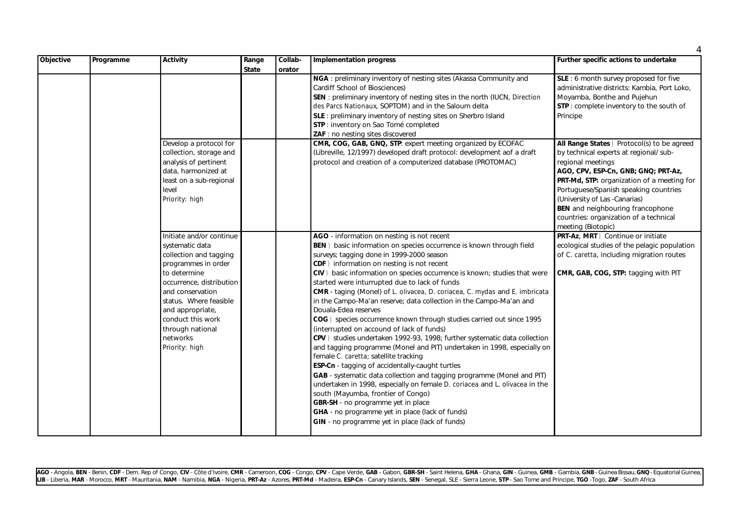| Objective | Programme | Activity | Range State | Collab-orator | Implementation progress | Further specific actions to undertake |
|---|---|---|---|---|---|---|
| | | | | | **NGA** : preliminary inventory of nesting sites (Akassa Community and Cardiff School of Biosciences)<br>**SEN** : preliminary inventory of nesting sites in the north (IUCN, *Direction des Parcs Nationaux*, SOPTOM) and in the Saloum delta<br>**SLE** : preliminary inventory of nesting sites on Sherbro Island<br>**STP** : inventory on Sao Tomé completed<br>**ZAF** : no nesting sites discovered | **SLE** : 6 month survey proposed for five administrative districts: Kambia, Port Loko, Moyamba, Bonthe and Pujehun<br>**STP** : complete inventory to the south of Principe |
| | | Develop a protocol for collection, storage and analysis of pertinent data, harmonized at least on a sub-regional level<br>*Priority: high* | | | **CMR, COG, GAB, GNQ, STP**: expert meeting organized by ECOFAC (Libreville, 12/1997) developed draft protocol: development aof a draft protocol and creation of a computerized database (PROTOMAC) | **All Range States** ) Protocol(s) to be agreed by technical experts at regional/ sub-regional meetings<br>**AGO, CPV, ESP-Cn, GNB; GNQ; PRT-Az, PRT-Md, STP:** organization of a meeting for Portuguese/Spanish speaking countries (University of Las -Canarias)<br>**BEN** and neighbouring francophone countries: organization of a technical meeting (Biotopic) |
| | | Initiate and/or continue systematic data collection and tagging programmes in order to determine occurrence, distribution and conservation status. Where feasible and appropriate, conduct this work through national networks<br>*Priority: high* | | | **AGO** - information on nesting is not recent<br>**BEN** ) basic information on species occurrence is known through field surveys; tagging done in 1999-2000 season<br>**CDF** ) information on nesting is not recent<br>**CIV** ) basic information on species occurrence is known; studies that were started were inturrupted due to lack of funds<br>**CMR** - taging (Monel) of *L. olivacea*, *D. coriacea*, *C. mydas* and *E. imbricata* in the Campo-Ma'an reserve; data collection in the Campo-Ma'an and Douala-Edea reserves<br>**COG** ) species occurrence known through studies carried out since 1995 (interrupted on account of lack of funds)<br>**CPV** ) studies undertaken 1992-93, 1998; further systematic data collection and tagging programme (Monel and PIT) undertaken in 1998, especially on female *C. caretta*; satellite tracking<br>**ESP-Cn** - tagging of accidentally-caught turtles<br>**GAB** - systematic data collection and tagging programme (Monel and PIT) undertaken in 1998, especially on female *D. coriacea* and *L. olivacea* in the south (Mayumba, frontier of Congo)<br>**GBR-SH** - no programme yet in place<br>**GHA** - no programme yet in place (lack of funds)<br>**GIN** - no programme yet in place (lack of funds) | **PRT-Az**, **MRT** ) Continue or initiate ecological studies of the pelagic population of *C. caretta*, including migration routes<br><br>**CMR, GAB, COG, STP:** tagging with PIT |

**AGO** - Angola, **BEN** - Benin, **CDF** - Dem. Rep of Congo, **CIV** - Côte d'Ivoire, **CMR** - Cameroon, **COG** - Congo, **CPV** - Cape Verde, **GAB** - Gabon, **GBR-SH** - Saint Helena, **GHA** - Ghana, **GIN** - Guinea, **GMB** - Gambia, **GNB** - Guinea Bissau, **GNQ** - Equatorial Guinea, **LIB** - Liberia, **MAR** - Morocco, **MRT** - Mauritania, **NAM** - Namibia, **NGA** - Nigeria, **PRT-Az** - Azores, **PRT-Md** - Madeira, **ESP-Cn** - Canary Islands, **SEN** - Senegal, SLE - Sierra Leone, **STP** - Sao Tome and Principe, **TGO** -Togo, **ZAF** - South Africa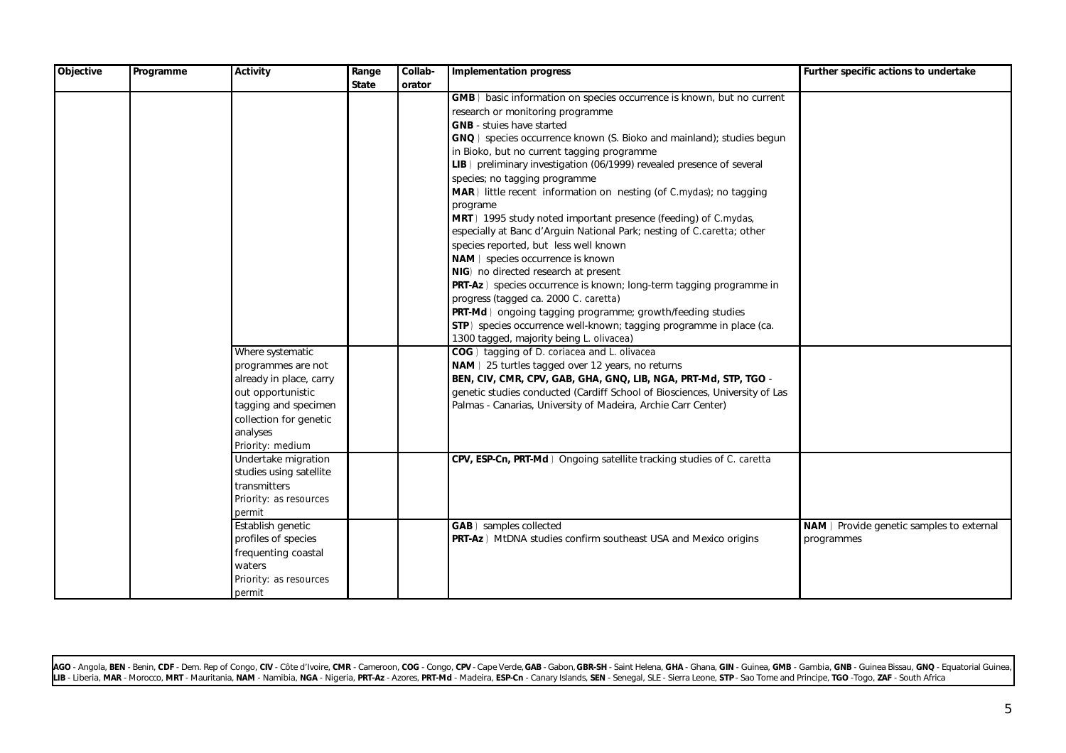| Objective | Programme | Activity | Range State | Collab-orator | Implementation progress | Further specific actions to undertake |
|---|---|---|---|---|---|---|
| | | | | | **GMB**｜ basic information on species occurrence is known, but no current research or monitoring programme<br>**GNB** - stuies have started<br>**GNQ**｜ species occurrence known (S. Bioko and mainland); studies begun in Bioko, but no current tagging programme<br>**LIB**｜ preliminary investigation (06/1999) revealed presence of several species; no tagging programme<br>**MAR**｜ little recent information on nesting (of *C.mydas*); no tagging programe<br>**MRT**｜ 1995 study noted important presence (feeding) of *C.mydas*, especially at Banc d'Arguin National Park; nesting of *C.caretta*; other species reported, but less well known<br>**NAM**｜ species occurrence is known<br>**NIG**｜ no directed research at present<br>**PRT-Az**｜ species occurrence is known; long-term tagging programme in progress (tagged ca. 2000 *C. caretta*)<br>**PRT-Md**｜ ongoing tagging programme; growth/feeding studies<br>**STP**｜ species occurrence well-known; tagging programme in place (ca. 1300 tagged, majority being *L. olivacea*) | |
| | | Where systematic programmes are not already in place, carry out opportunistic tagging and specimen collection for genetic analyses<br>*Priority: medium* | | | **COG**｜ tagging of *D. coriacea* and *L. olivacea*<br>**NAM**｜ 25 turtles tagged over 12 years, no returns<br>**BEN, CIV, CMR, CPV, GAB, GHA, GNQ, LIB, NGA, PRT-Md, STP, TGO** - genetic studies conducted (Cardiff School of Biosciences, University of Las Palmas - Canarias, University of Madeira, Archie Carr Center) | |
| | | Undertake migration studies using satellite transmitters<br>*Priority: as resources permit* | | | **CPV, ESP-Cn, PRT-Md**｜ Ongoing satellite tracking studies of *C. caretta* | |
| | | Establish genetic profiles of species frequenting coastal waters<br>*Priority: as resources permit* | | | **GAB**｜ samples collected<br>**PRT-Az**｜ MtDNA studies confirm southeast USA and Mexico origins | **NAM**｜ Provide genetic samples to external programmes |

**AGO** - Angola, **BEN** - Benin, **CDF** - Dem. Rep of Congo, **CIV** - Côte d'Ivoire, **CMR** - Cameroon, **COG** - Congo, **CPV** - Cape Verde, **GAB** - Gabon, **GBR-SH** - Saint Helena, **GHA** - Ghana, **GIN** - Guinea, **GMB** - Gambia, **GNB** - Guinea Bissau, **GNQ** - Equatorial Guinea, **LIB** - Liberia, **MAR** - Morocco, **MRT** - Mauritania, **NAM** - Namibia, **NGA** - Nigeria, **PRT-Az** - Azores, **PRT-Md** - Madeira, **ESP-Cn** - Canary Islands, **SEN** - Senegal, SLE - Sierra Leone, **STP** - Sao Tome and Principe, **TGO** -Togo, **ZAF** - South Africa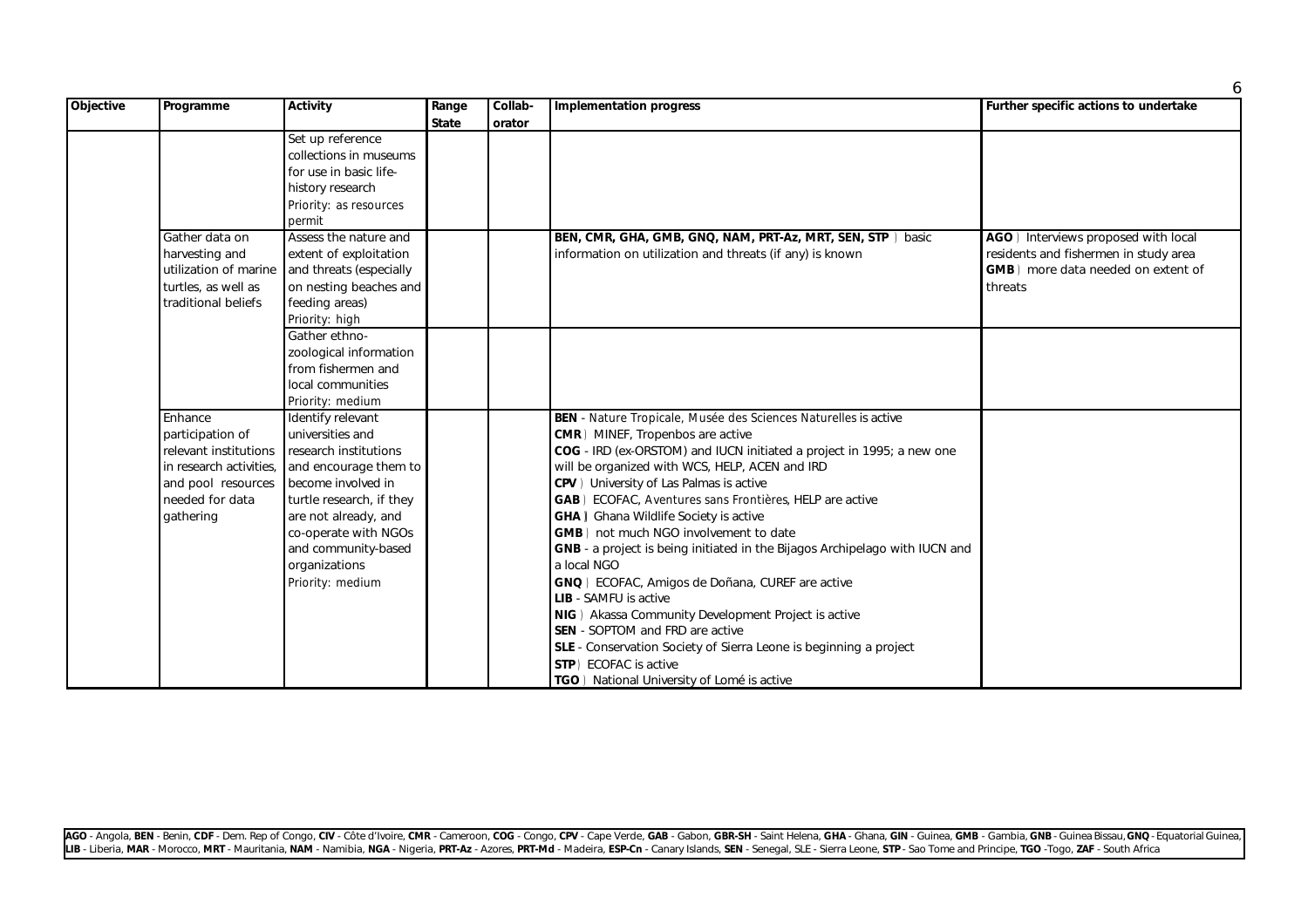| Objective | Programme | Activity | Range State | Collab-orator | Implementation progress | Further specific actions to undertake |
|---|---|---|---|---|---|---|
| | | Set up reference collections in museums for use in basic life-history research<br>*Priority: as resources permit* | | | | |
| | Gather data on harvesting and utilization of marine turtles, as well as traditional beliefs | Assess the nature and extent of exploitation and threats (especially on nesting beaches and feeding areas)<br>*Priority: high* | | | **BEN, CMR, GHA, GMB, GNQ, NAM, PRT-Az, MRT, SEN, STP** ) basic information on utilization and threats (if any) is known | **AGO** ) Interviews proposed with local residents and fishermen in study area<br>**GMB** ) more data needed on extent of threats |
| | | Gather ethno-zoological information from fishermen and local communities<br>*Priority: medium* | | | | |
| | Enhance participation of relevant institutions in research activities, and pool resources needed for data gathering | Identify relevant universities and research institutions and encourage them to become involved in turtle research, if they are not already, and co-operate with NGOs and community-based organizations<br>*Priority: medium* | | | **BEN** - *Nature Tropicale, Musée des Sciences Naturelles* is active<br>**CMR** ) MINEF, Tropenbos are active<br>**COG** - IRD (ex-ORSTOM) and IUCN initiated a project in 1995; a new one will be organized with WCS, HELP, ACEN and IRD<br>**CPV** ) University of Las Palmas is active<br>**GAB** ) ECOFAC, *Aventures sans Frontières*, HELP are active<br>**GHA )** Ghana Wildlife Society is active<br>**GMB** ) not much NGO involvement to date<br>**GNB** - a project is being initiated in the Bijagos Archipelago with IUCN and a local NGO<br>**GNQ** ) ECOFAC, Amigos de Doñana, CUREF are active<br>**LIB** - SAMFU is active<br>**NIG** ) Akassa Community Development Project is active<br>**SEN** - SOPTOM and FRD are active<br>**SLE** - Conservation Society of Sierra Leone is beginning a project<br>**STP** ) ECOFAC is active<br>**TGO** ) National University of Lomé is active | |

**AGO** - Angola, **BEN** - Benin, **CDF** - Dem. Rep of Congo, **CIV** - Côte d'Ivoire, **CMR** - Cameroon, **COG** - Congo, **CPV** - Cape Verde, **GAB** - Gabon, **GBR-SH** - Saint Helena, **GHA** - Ghana, **GIN** - Guinea, **GMB** - Gambia, **GNB** - Guinea Bissau, **GNQ** - Equatorial Guinea, **LIB** - Liberia, **MAR** - Morocco, **MRT** - Mauritania, **NAM** - Namibia, **NGA** - Nigeria, **PRT-Az** - Azores, **PRT-Md** - Madeira, **ESP-Cn** - Canary Islands, **SEN** - Senegal, SLE - Sierra Leone, **STP** - Sao Tome and Principe, **TGO** -Togo, **ZAF** - South Africa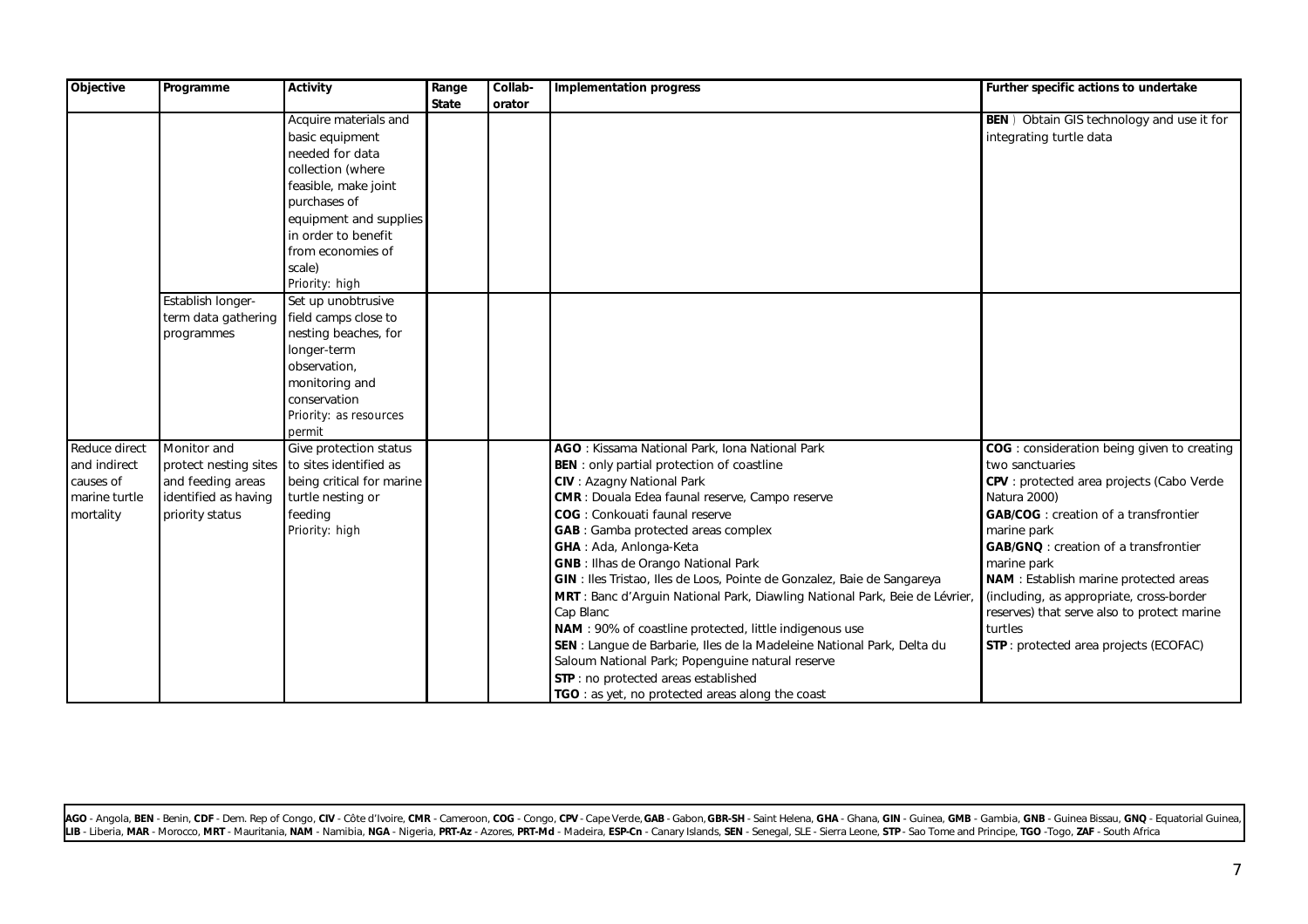| Objective | Programme | Activity | Range State | Collab-orator | Implementation progress | Further specific actions to undertake |
|---|---|---|---|---|---|---|
| | | Acquire materials and basic equipment needed for data collection (where feasible, make joint purchases of equipment and supplies in order to benefit from economies of scale)<br>*Priority: high* | | | | **BEN** ) Obtain GIS technology and use it for integrating turtle data |
| | Establish longer-term data gathering programmes | Set up unobtrusive field camps close to nesting beaches, for longer-term observation, monitoring and conservation<br>*Priority: as resources permit* | | | | |
| Reduce direct and indirect causes of marine turtle mortality | Monitor and protect nesting sites and feeding areas identified as having priority status | Give protection status to sites identified as being critical for marine turtle nesting or feeding<br>*Priority: high* | | | **AGO** : Kissama National Park, Iona National Park<br>**BEN** : only partial protection of coastline<br>**CIV** : Azagny National Park<br>**CMR** : Douala Edea faunal reserve, Campo reserve<br>**COG** : Conkouati faunal reserve<br>**GAB** : Gamba protected areas complex<br>**GHA** : Ada, Anlonga-Keta<br>**GNB** : Ilhas de Orango National Park<br>**GIN** : Iles Tristao, Iles de Loos, Pointe de Gonzalez, Baie de Sangareya<br>**MRT** : Banc d'Arguin National Park, Diawling National Park, Beie de Lévrier, Cap Blanc<br>**NAM** : 90% of coastline protected, little indigenous use<br>**SEN** : Langue de Barbarie, Iles de la Madeleine National Park, Delta du Saloum National Park; Popenguine natural reserve<br>**STP** : no protected areas established<br>**TGO** : as yet, no protected areas along the coast | **COG** : consideration being given to creating two sanctuaries<br>**CPV** : protected area projects (Cabo Verde Natura 2000)<br>**GAB/COG** : creation of a transfrontier marine park<br>**GAB/GNQ** : creation of a transfrontier marine park<br>**NAM** : Establish marine protected areas (including, as appropriate, cross-border reserves) that serve also to protect marine turtles<br>**STP** : protected area projects (ECOFAC) |

**AGO** - Angola, **BEN** - Benin, **CDF** - Dem. Rep of Congo, **CIV** - Côte d'Ivoire, **CMR** - Cameroon, **COG** - Congo, **CPV** - Cape Verde, **GAB** - Gabon, **GBR-SH** - Saint Helena, **GHA** - Ghana, **GIN** - Guinea, **GMB** - Gambia, **GNB** - Guinea Bissau, **GNQ** - Equatorial Guinea, **LIB** - Liberia, **MAR** - Morocco, **MRT** - Mauritania, **NAM** - Namibia, **NGA** - Nigeria, **PRT-Az** - Azores, **PRT-Md** - Madeira, **ESP-Cn** - Canary Islands, **SEN** - Senegal, SLE - Sierra Leone, **STP** - Sao Tome and Principe, **TGO** -Togo, **ZAF** - South Africa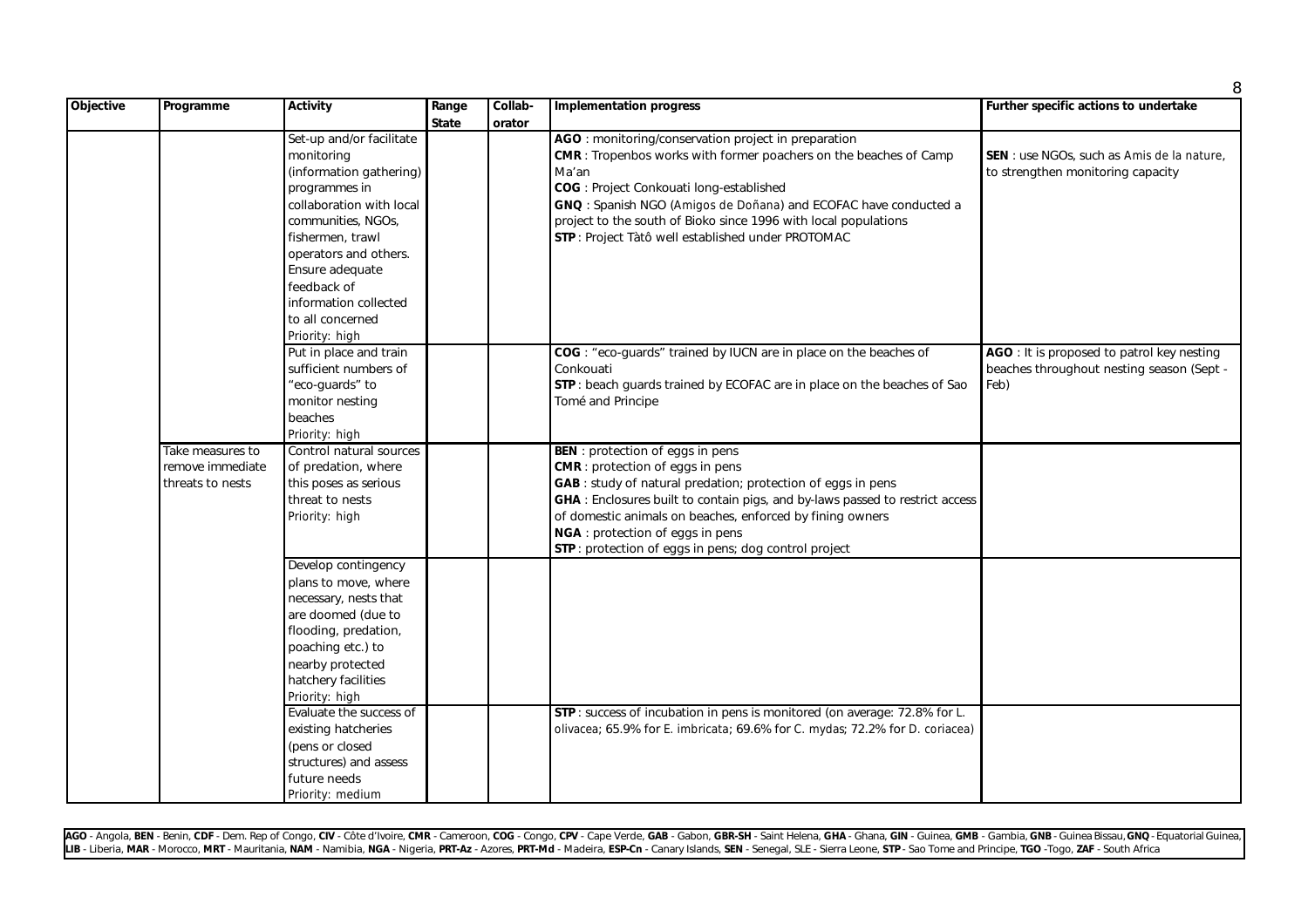| Objective | Programme | Activity | Range State | Collab-orator | Implementation progress | Further specific actions to undertake |
|---|---|---|---|---|---|---|
| | | Set-up and/or facilitate monitoring (information gathering) programmes in collaboration with local communities, NGOs, fishermen, trawl operators and others. Ensure adequate feedback of information collected to all concerned<br>Priority: high | | | **AGO** : monitoring/conservation project in preparation<br>**CMR** : Tropenbos works with former poachers on the beaches of Camp Ma'an<br>**COG** : Project Conkouati long-established<br>**GNQ** : Spanish NGO (*Amigos de Doñana*) and ECOFAC have conducted a project to the south of Bioko since 1996 with local populations<br>**STP** : Project Tàtô well established under PROTOMAC | **SEN** : use NGOs, such as *Amis de la nature*, to strengthen monitoring capacity |
| | | Put in place and train sufficient numbers of "eco-guards" to monitor nesting beaches<br>Priority: high | | | **COG** : "eco-guards" trained by IUCN are in place on the beaches of Conkouati<br>**STP** : beach guards trained by ECOFAC are in place on the beaches of Sao Tomé and Principe | **AGO** : It is proposed to patrol key nesting beaches throughout nesting season (Sept - Feb) |
| | Take measures to remove immediate threats to nests | Control natural sources of predation, where this poses as serious threat to nests<br>Priority: high | | | **BEN** : protection of eggs in pens<br>**CMR** : protection of eggs in pens<br>**GAB** : study of natural predation; protection of eggs in pens<br>**GHA** : Enclosures built to contain pigs, and by-laws passed to restrict access of domestic animals on beaches, enforced by fining owners<br>**NGA** : protection of eggs in pens<br>**STP** : protection of eggs in pens; dog control project | |
| | | Develop contingency plans to move, where necessary, nests that are doomed (due to flooding, predation, poaching etc.) to nearby protected hatchery facilities<br>Priority: high | | | | |
| | | Evaluate the success of existing hatcheries (pens or closed structures) and assess future needs<br>Priority: medium | | | **STP** : success of incubation in pens is monitored (on average: 72.8% for *L. olivacea*; 65.9% for *E. imbricata*; 69.6% for *C. mydas*; 72.2% for *D. coriacea*) | |

**AGO** - Angola, **BEN** - Benin, **CDF** - Dem. Rep of Congo, **CIV** - Côte d'Ivoire, **CMR** - Cameroon, **COG** - Congo, **CPV** - Cape Verde, **GAB** - Gabon, **GBR-SH** - Saint Helena, **GHA** - Ghana, **GIN** - Guinea, **GMB** - Gambia, **GNB** - Guinea Bissau, **GNQ** - Equatorial Guinea, **LIB** - Liberia, **MAR** - Morocco, **MRT** - Mauritania, **NAM** - Namibia, **NGA** - Nigeria, **PRT-Az** - Azores, **PRT-Md** - Madeira, **ESP-Cn** - Canary Islands, **SEN** - Senegal, SLE - Sierra Leone, **STP** - Sao Tome and Principe, **TGO** -Togo, **ZAF** - South Africa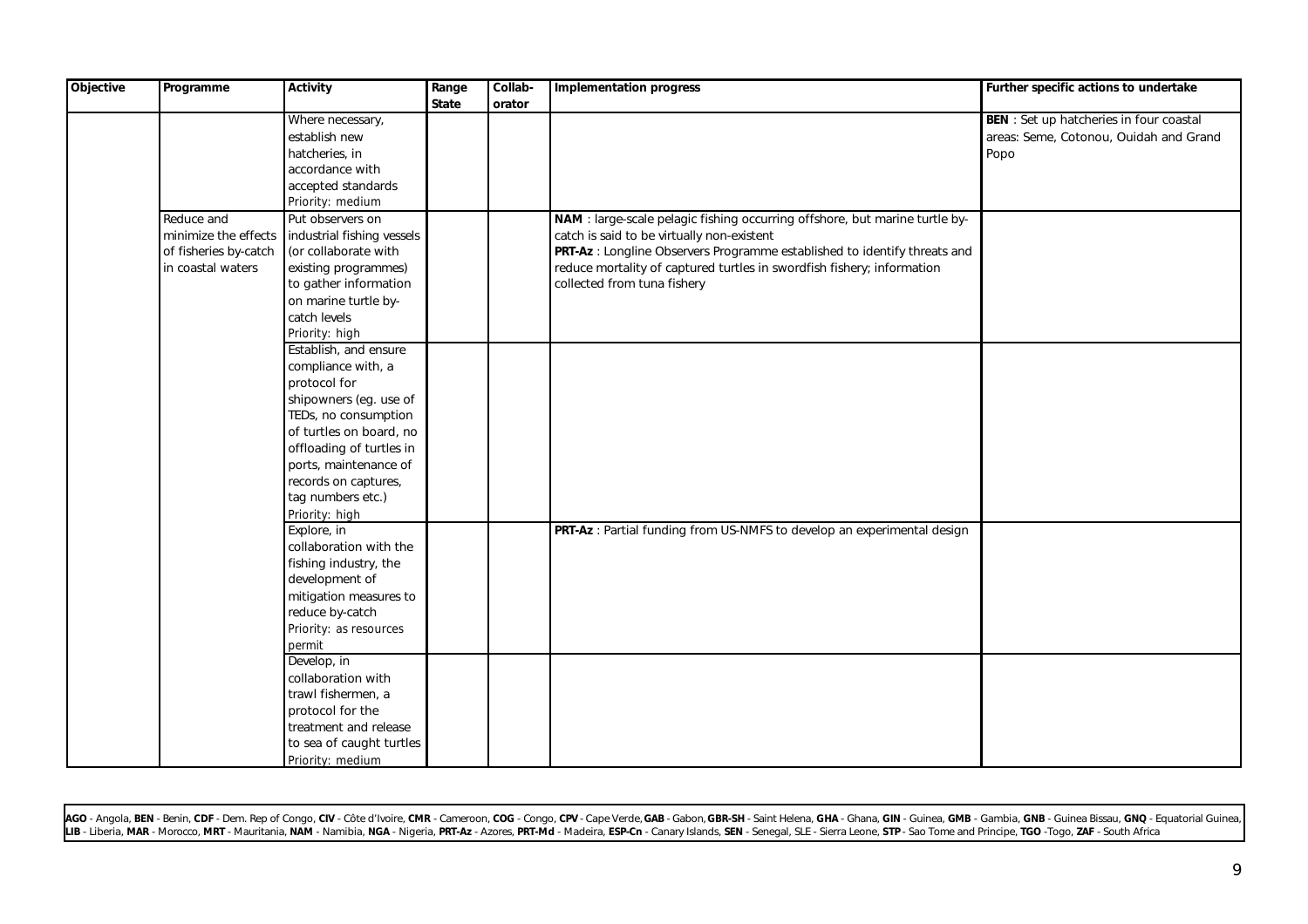| Objective | Programme | Activity | Range State | Collab-orator | Implementation progress | Further specific actions to undertake |
|---|---|---|---|---|---|---|
| | | Where necessary, establish new hatcheries, in accordance with accepted standards<br>Priority: medium | | | | **BEN** : Set up hatcheries in four coastal areas: Seme, Cotonou, Ouidah and Grand Popo |
| | Reduce and minimize the effects of fisheries by-catch in coastal waters | Put observers on industrial fishing vessels (or collaborate with existing programmes) to gather information on marine turtle by-catch levels<br>Priority: high | | | **NAM** : large-scale pelagic fishing occurring offshore, but marine turtle by-catch is said to be virtually non-existent<br>**PRT-Az** : Longline Observers Programme established to identify threats and reduce mortality of captured turtles in swordfish fishery; information collected from tuna fishery | |
| | | Establish, and ensure compliance with, a protocol for shipowners (eg. use of TEDs, no consumption of turtles on board, no offloading of turtles in ports, maintenance of records on captures, tag numbers etc.)<br>Priority: high | | | | |
| | | Explore, in collaboration with the fishing industry, the development of mitigation measures to reduce by-catch<br>Priority: as resources permit | | | **PRT-Az** : Partial funding from US-NMFS to develop an experimental design | |
| | | Develop, in collaboration with trawl fishermen, a protocol for the treatment and release to sea of caught turtles<br>Priority: medium | | | | |

**AGO** - Angola, **BEN** - Benin, **CDF** - Dem. Rep of Congo, **CIV** - Côte d'Ivoire, **CMR** - Cameroon, **COG** - Congo, **CPV** - Cape Verde, **GAB** - Gabon, **GBR-SH** - Saint Helena, **GHA** - Ghana, **GIN** - Guinea, **GMB** - Gambia, **GNB** - Guinea Bissau, **GNQ** - Equatorial Guinea, **LIB** - Liberia, **MAR** - Morocco, **MRT** - Mauritania, **NAM** - Namibia, **NGA** - Nigeria, **PRT-Az** - Azores, **PRT-Md** - Madeira, **ESP-Cn** - Canary Islands, **SEN** - Senegal, SLE - Sierra Leone, **STP** - Sao Tome and Principe, **TGO** -Togo, **ZAF** - South Africa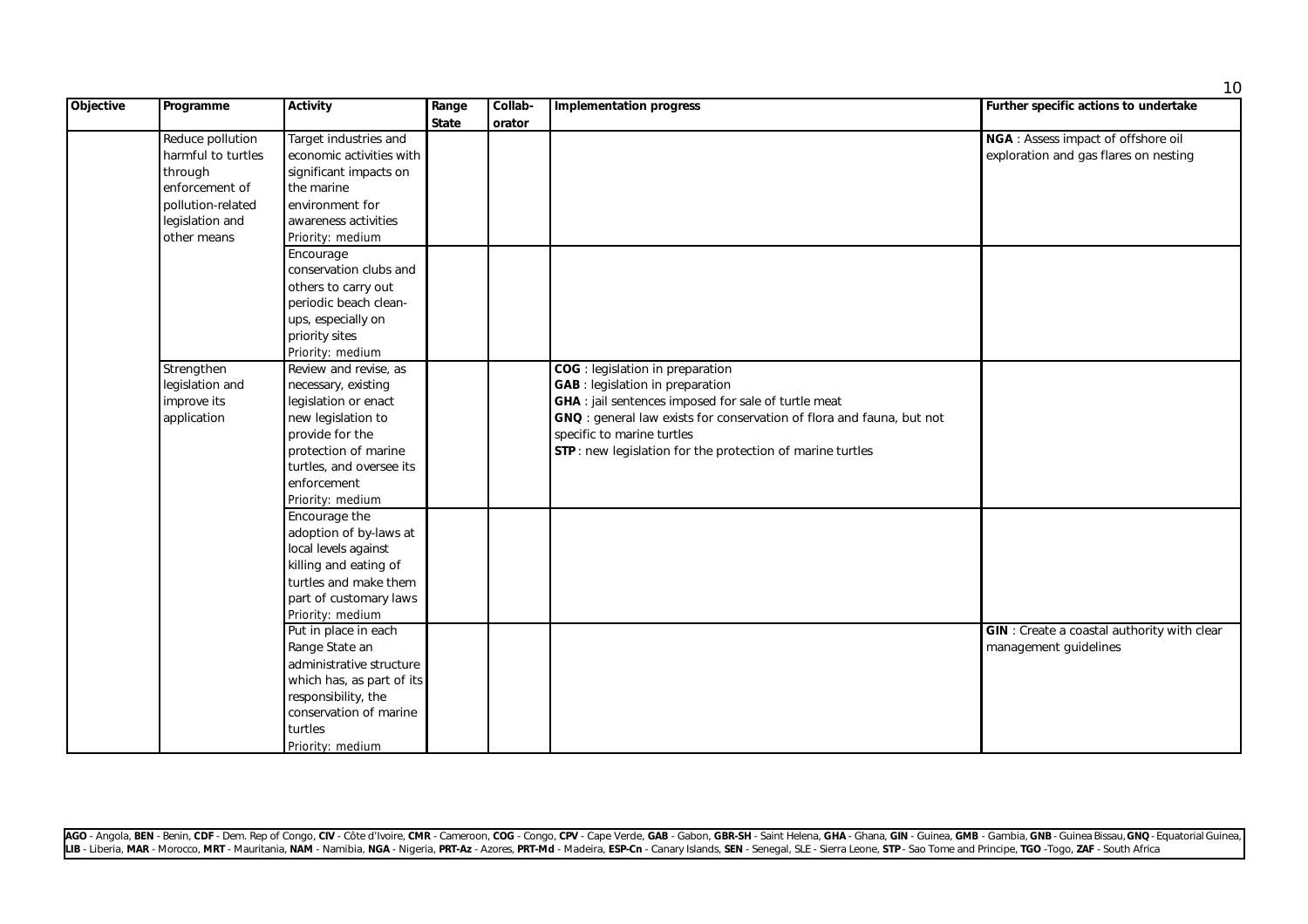| Objective | Programme | Activity | Range State | Collab-orator | Implementation progress | Further specific actions to undertake |
|---|---|---|---|---|---|---|
| | Reduce pollution harmful to turtles through enforcement of pollution-related legislation and other means | Target industries and economic activities with significant impacts on the marine environment for awareness activities<br>Priority: medium | | | | **NGA** : Assess impact of offshore oil exploration and gas flares on nesting |
| | | Encourage conservation clubs and others to carry out periodic beach clean-ups, especially on priority sites<br>Priority: medium | | | | |
| | Strengthen legislation and improve its application | Review and revise, as necessary, existing legislation or enact new legislation to provide for the protection of marine turtles, and oversee its enforcement<br>Priority: medium | | | **COG** : legislation in preparation<br>**GAB** : legislation in preparation<br>**GHA** : jail sentences imposed for sale of turtle meat<br>**GNQ** : general law exists for conservation of flora and fauna, but not specific to marine turtles<br>**STP** : new legislation for the protection of marine turtles | |
| | | Encourage the adoption of by-laws at local levels against killing and eating of turtles and make them part of customary laws<br>Priority: medium | | | | |
| | | Put in place in each Range State an administrative structure which has, as part of its responsibility, the conservation of marine turtles<br>Priority: medium | | | | **GIN** : Create a coastal authority with clear management guidelines |

**AGO** - Angola, **BEN** - Benin, **CDF** - Dem. Rep of Congo, **CIV** - Côte d'Ivoire, **CMR** - Cameroon, **COG** - Congo, **CPV** - Cape Verde, **GAB** - Gabon, **GBR-SH** - Saint Helena, **GHA** - Ghana, **GIN** - Guinea, **GMB** - Gambia, **GNB** - Guinea Bissau, **GNQ** - Equatorial Guinea, **LIB** - Liberia, **MAR** - Morocco, **MRT** - Mauritania, **NAM** - Namibia, **NGA** - Nigeria, **PRT-Az** - Azores, **PRT-Md** - Madeira, **ESP-Cn** - Canary Islands, **SEN** - Senegal, SLE - Sierra Leone, **STP** - Sao Tome and Principe, **TGO** -Togo, **ZAF** - South Africa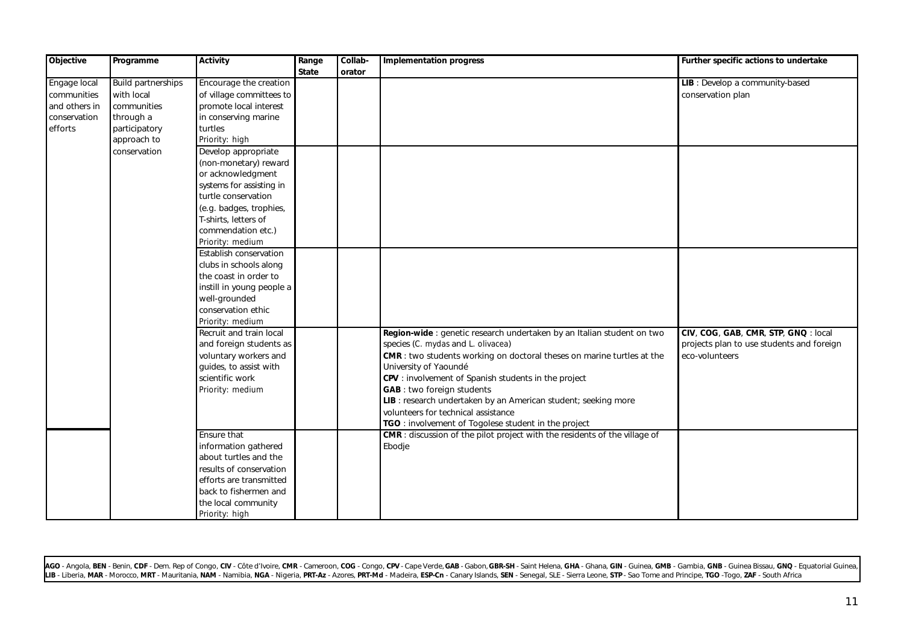| Objective | Programme | Activity | Range State | Collab-orator | Implementation progress | Further specific actions to undertake |
|---|---|---|---|---|---|---|
| Engage local communities and others in conservation efforts | Build partnerships with local communities through a participatory approach to conservation | Encourage the creation of village committees to promote local interest in conserving marine turtles<br>Priority: high | | | | **LIB** : Develop a community-based conservation plan |
| | | Develop appropriate (non-monetary) reward or acknowledgment systems for assisting in turtle conservation (e.g. badges, trophies, T-shirts, letters of commendation etc.)<br>Priority: medium | | | | |
| | | Establish conservation clubs in schools along the coast in order to instill in young people a well-grounded conservation ethic<br>Priority: medium | | | | |
| | | Recruit and train local and foreign students as voluntary workers and guides, to assist with scientific work<br>Priority: medium | | | **Region-wide** : genetic research undertaken by an Italian student on two species (*C. mydas* and *L. olivacea*)<br>**CMR** : two students working on doctoral theses on marine turtles at the University of Yaoundé<br>**CPV** : involvement of Spanish students in the project<br>**GAB** : two foreign students<br>**LIB** : research undertaken by an American student; seeking more volunteers for technical assistance<br>**TGO** : involvement of Togolese student in the project | **CIV**, **COG**, **GAB**, **CMR**, **STP**, **GNQ** : local projects plan to use students and foreign eco-volunteers |
| | | Ensure that information gathered about turtles and the results of conservation efforts are transmitted back to fishermen and the local community<br>Priority: high | | | **CMR** : discussion of the pilot project with the residents of the village of Ebodje | |

**AGO** - Angola, **BEN** - Benin, **CDF** - Dem. Rep of Congo, **CIV** - Côte d'Ivoire, **CMR** - Cameroon, **COG** - Congo, **CPV** - Cape Verde, **GAB** - Gabon, **GBR-SH** - Saint Helena, **GHA** - Ghana, **GIN** - Guinea, **GMB** - Gambia, **GNB** - Guinea Bissau, **GNQ** - Equatorial Guinea, **LIB** - Liberia, **MAR** - Morocco, **MRT** - Mauritania, **NAM** - Namibia, **NGA** - Nigeria, **PRT-Az** - Azores, **PRT-Md** - Madeira, **ESP-Cn** - Canary Islands, **SEN** - Senegal, SLE - Sierra Leone, **STP** - Sao Tome and Principe, **TGO** -Togo, **ZAF** - South Africa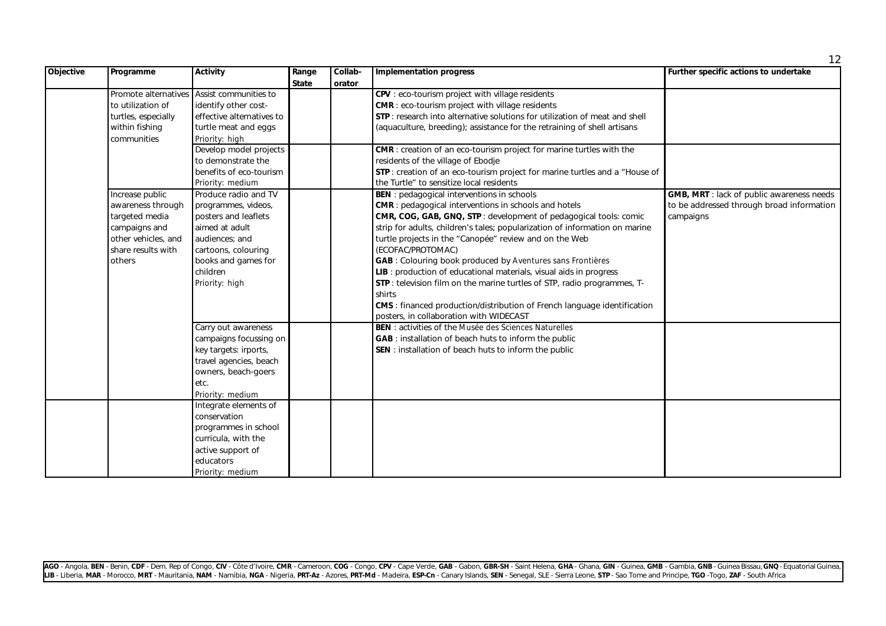| Objective | Programme | Activity | Range State | Collab-orator | Implementation progress | Further specific actions to undertake |
|---|---|---|---|---|---|---|
| | Promote alternatives to utilization of turtles, especially within fishing communities | Assist communities to identify other cost-effective alternatives to turtle meat and eggs<br>Priority: high | | | **CPV** : eco-tourism project with village residents<br>**CMR** : eco-tourism project with village residents<br>**STP** : research into alternative solutions for utilization of meat and shell (aquaculture, breeding); assistance for the retraining of shell artisans | |
| | | Develop model projects to demonstrate the benefits of eco-tourism<br>Priority: medium | | | **CMR** : creation of an eco-tourism project for marine turtles with the residents of the village of Ebodje<br>**STP** : creation of an eco-tourism project for marine turtles and a "House of the Turtle" to sensitize local residents | |
| | Increase public awareness through targeted media campaigns and other vehicles, and share results with others | Produce radio and TV programmes, videos, posters and leaflets aimed at adult audiences; and cartoons, colouring books and games for children<br>Priority: high | | | **BEN** : pedagogical interventions in schools<br>**CMR** : pedagogical interventions in schools and hotels<br>**CMR, COG, GAB, GNQ, STP** : development of pedagogical tools: comic strip for adults, children's tales; popularization of information on marine turtle projects in the "Canopée" review and on the Web (ECOFAC/PROTOMAC)<br>**GAB** : Colouring book produced by *Aventures sans Frontières*<br>**LIB** : production of educational materials, visual aids in progress<br>**STP** : television film on the marine turtles of STP, radio programmes, T-shirts<br>**CMS** : financed production/distribution of French language identification posters, in collaboration with WIDECAST | **GMB, MRT** : lack of public awareness needs to be addressed through broad information campaigns |
| | | Carry out awareness campaigns focussing on key targets: irports, travel agencies, beach owners, beach-goers etc.<br>Priority: medium | | | **BEN** : activities of the *Musée des Sciences Naturelles*<br>**GAB** : installation of beach huts to inform the public<br>**SEN** : installation of beach huts to inform the public | |
| | | Integrate elements of conservation programmes in school curricula, with the active support of educators<br>Priority: medium | | | | |

**AGO** - Angola, **BEN** - Benin, **CDF** - Dem. Rep of Congo, **CIV** - Côte d'Ivoire, **CMR** - Cameroon, **COG** - Congo, **CPV** - Cape Verde, **GAB** - Gabon, **GBR-SH** - Saint Helena, **GHA** - Ghana, **GIN** - Guinea, **GMB** - Gambia, **GNB** - Guinea Bissau, **GNQ** - Equatorial Guinea, **LIB** - Liberia, **MAR** - Morocco, **MRT** - Mauritania, **NAM** - Namibia, **NGA** - Nigeria, **PRT-Az** - Azores, **PRT-Md** - Madeira, **ESP-Cn** - Canary Islands, **SEN** - Senegal, SLE - Sierra Leone, **STP** - Sao Tome and Principe, **TGO** -Togo, **ZAF** - South Africa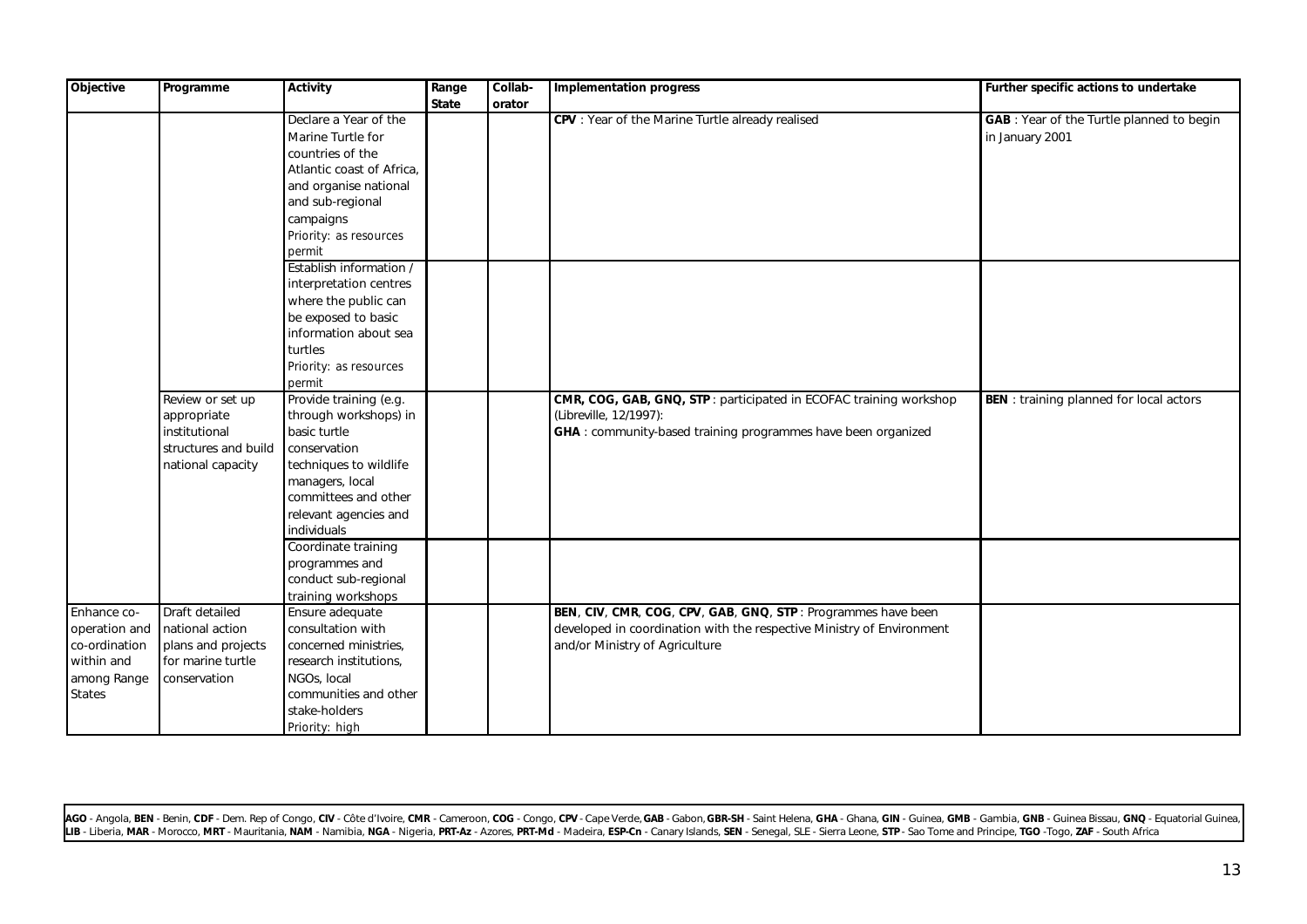| Objective | Programme | Activity | Range State | Collab-orator | Implementation progress | Further specific actions to undertake |
|---|---|---|---|---|---|---|
| | | Declare a Year of the Marine Turtle for countries of the Atlantic coast of Africa, and organise national and sub-regional campaigns<br>Priority: as resources permit | | | **CPV** : Year of the Marine Turtle already realised | **GAB** : Year of the Turtle planned to begin in January 2001 |
| | | Establish information / interpretation centres where the public can be exposed to basic information about sea turtles<br>Priority: as resources permit | | | | |
| | Review or set up appropriate institutional structures and build national capacity | Provide training (e.g. through workshops) in basic turtle conservation techniques to wildlife managers, local committees and other relevant agencies and individuals | | | **CMR, COG, GAB, GNQ, STP** : participated in ECOFAC training workshop (Libreville, 12/1997):<br>**GHA** : community-based training programmes have been organized | **BEN** : training planned for local actors |
| | | Coordinate training programmes and conduct sub-regional training workshops | | | | |
| Enhance co-operation and co-ordination within and among Range States | Draft detailed national action plans and projects for marine turtle conservation | Ensure adequate consultation with concerned ministries, research institutions, NGOs, local communities and other stake-holders<br>Priority: high | | | **BEN**, **CIV**, **CMR**, **COG**, **CPV**, **GAB**, **GNQ**, **STP** : Programmes have been developed in coordination with the respective Ministry of Environment and/or Ministry of Agriculture | |

**AGO** - Angola, **BEN** - Benin, **CDF** - Dem. Rep of Congo, **CIV** - Côte d'Ivoire, **CMR** - Cameroon, **COG** - Congo, **CPV** - Cape Verde, **GAB** - Gabon, **GBR-SH** - Saint Helena, **GHA** - Ghana, **GIN** - Guinea, **GMB** - Gambia, **GNB** - Guinea Bissau, **GNQ** - Equatorial Guinea, **LIB** - Liberia, **MAR** - Morocco, **MRT** - Mauritania, **NAM** - Namibia, **NGA** - Nigeria, **PRT-Az** - Azores, **PRT-Md** - Madeira, **ESP-Cn** - Canary Islands, **SEN** - Senegal, SLE - Sierra Leone, **STP** - Sao Tome and Principe, **TGO** -Togo, **ZAF** - South Africa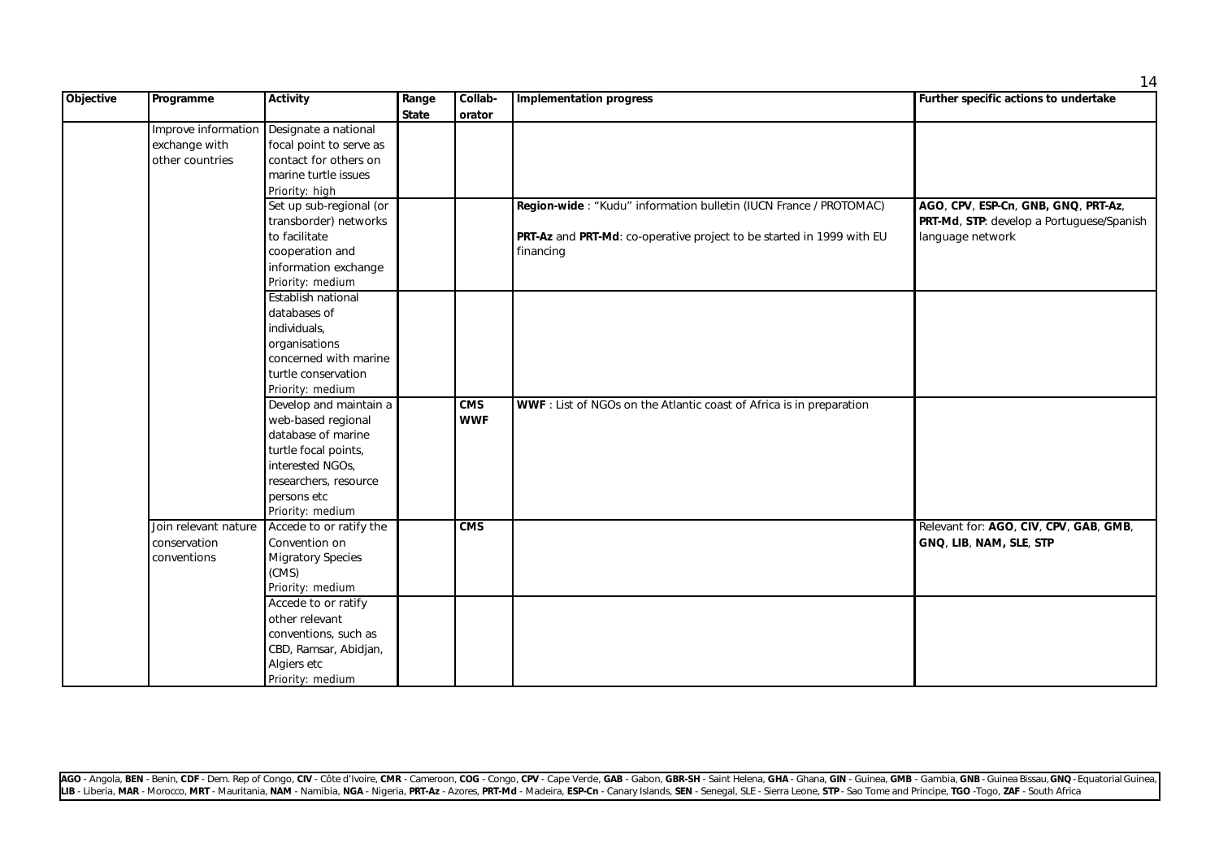| Objective | Programme | Activity | Range State | Collab-orator | Implementation progress | Further specific actions to undertake |
|---|---|---|---|---|---|---|
| | Improve information exchange with other countries | Designate a national focal point to serve as contact for others on marine turtle issues<br>Priority: high | | | | |
| | | Set up sub-regional (or transborder) networks to facilitate cooperation and information exchange<br>Priority: medium | | | **Region-wide** : "Kudu" information bulletin (IUCN France / PROTOMAC)<br>**PRT-Az** and **PRT-Md**: co-operative project to be started in 1999 with EU financing | **AGO**, **CPV**, **ESP-Cn**, **GNB**, **GNQ**, **PRT-Az**, **PRT-Md**, **STP**: develop a Portuguese/Spanish language network |
| | | Establish national databases of individuals, organisations concerned with marine turtle conservation<br>Priority: medium | | | | |
| | | Develop and maintain a web-based regional database of marine turtle focal points, interested NGOs, researchers, resource persons etc<br>Priority: medium | | **CMS**<br>**WWF** | **WWF** : List of NGOs on the Atlantic coast of Africa is in preparation | |
| | Join relevant nature conservation conventions | Accede to or ratify the Convention on Migratory Species (CMS)<br>Priority: medium | | **CMS** | | Relevant for: **AGO**, **CIV**, **CPV**, **GAB**, **GMB**, **GNQ**, **LIB**, **NAM, SLE**, **STP** |
| | | Accede to or ratify other relevant conventions, such as CBD, Ramsar, Abidjan, Algiers etc<br>Priority: medium | | | | |

**AGO** - Angola, **BEN** - Benin, **CDF** - Dem. Rep of Congo, **CIV** - Côte d'Ivoire, **CMR** - Cameroon, **COG** - Congo, **CPV** - Cape Verde, **GAB** - Gabon, **GBR-SH** - Saint Helena, **GHA** - Ghana, **GIN** - Guinea, **GMB** - Gambia, **GNB** - Guinea Bissau, **GNQ** - Equatorial Guinea, **LIB** - Liberia, **MAR** - Morocco, **MRT** - Mauritania, **NAM** - Namibia, **NGA** - Nigeria, **PRT-Az** - Azores, **PRT-Md** - Madeira, **ESP-Cn** - Canary Islands, **SEN** - Senegal, SLE - Sierra Leone, **STP** - Sao Tome and Principe, **TGO** -Togo, **ZAF** - South Africa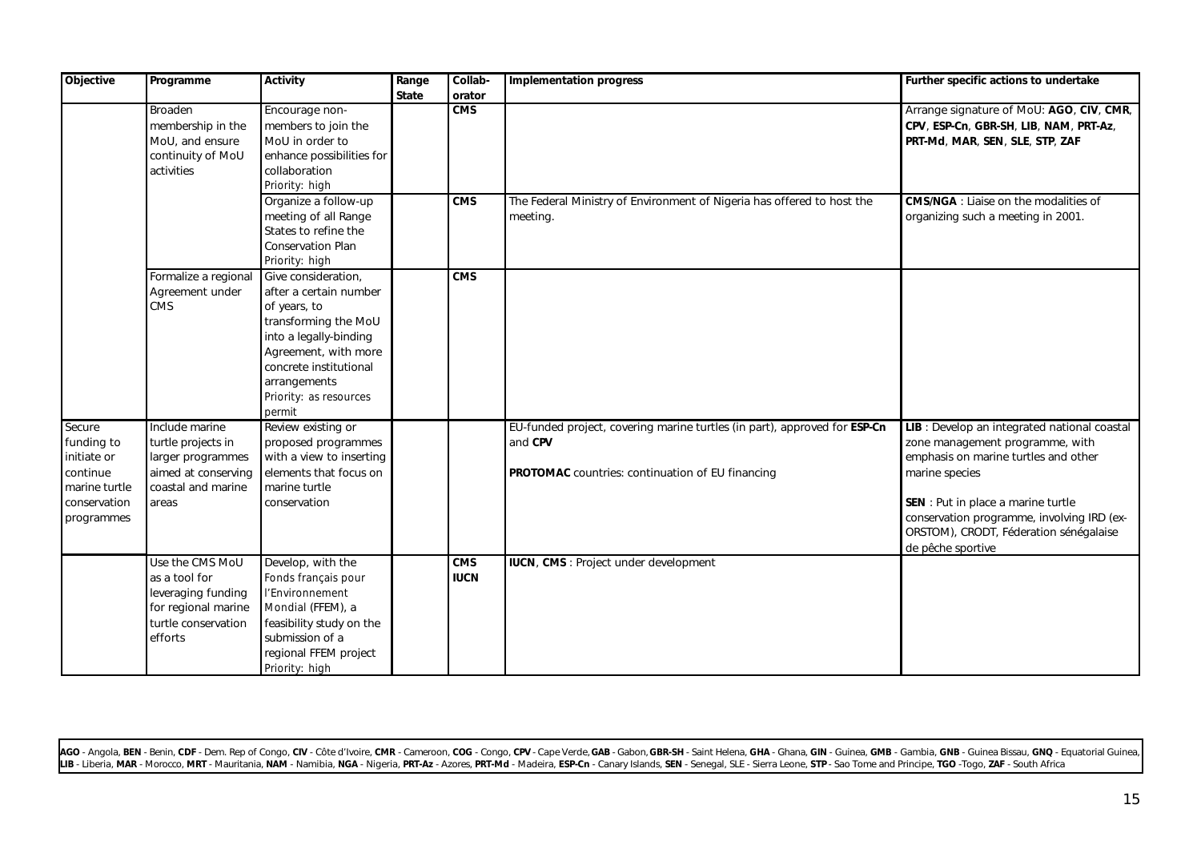| Objective | Programme | Activity | Range State | Collab-orator | Implementation progress | Further specific actions to undertake |
|---|---|---|---|---|---|---|
| | Broaden membership in the MoU, and ensure continuity of MoU activities | Encourage non-members to join the MoU in order to enhance possibilities for collaboration<br>*Priority: high* | | **CMS** | | Arrange signature of MoU: **AGO**, **CIV**, **CMR**, **CPV**, **ESP-Cn**, **GBR-SH**, **LIB**, **NAM**, **PRT-Az**, **PRT-Md**, **MAR**, **SEN**, **SLE**, **STP**, **ZAF** |
| | | Organize a follow-up meeting of all Range States to refine the Conservation Plan<br>*Priority: high* | | **CMS** | The Federal Ministry of Environment of Nigeria has offered to host the meeting. | **CMS/NGA** : Liaise on the modalities of organizing such a meeting in 2001. |
| | Formalize a regional Agreement under CMS | Give consideration, after a certain number of years, to transforming the MoU into a legally-binding Agreement, with more concrete institutional arrangements<br>*Priority: as resources permit* | | **CMS** | | |
| Secure funding to initiate or continue marine turtle conservation programmes | Include marine turtle projects in larger programmes aimed at conserving coastal and marine areas | Review existing or proposed programmes with a view to inserting elements that focus on marine turtle conservation | | | EU-funded project, covering marine turtles (in part), approved for **ESP-Cn** and **CPV**<br><br>**PROTOMAC** countries: continuation of EU financing | **LIB** : Develop an integrated national coastal zone management programme, with emphasis on marine turtles and other marine species<br><br>**SEN** : Put in place a marine turtle conservation programme, involving IRD (ex-ORSTOM), CRODT, Féderation sénégalaise de pêche sportive |
| | Use the CMS MoU as a tool for leveraging funding for regional marine turtle conservation efforts | Develop, with the *Fonds français pour l'Environnement Mondial* (FFEM), a feasibility study on the submission of a regional FFEM project<br>*Priority: high* | | **CMS**<br>**IUCN** | **IUCN**, **CMS** : Project under development | |

**AGO** - Angola, **BEN** - Benin, **CDF** - Dem. Rep of Congo, **CIV** - Côte d'Ivoire, **CMR** - Cameroon, **COG** - Congo, **CPV** - Cape Verde, **GAB** - Gabon, **GBR-SH** - Saint Helena, **GHA** - Ghana, **GIN** - Guinea, **GMB** - Gambia, **GNB** - Guinea Bissau, **GNQ** - Equatorial Guinea, **LIB** - Liberia, **MAR** - Morocco, **MRT** - Mauritania, **NAM** - Namibia, **NGA** - Nigeria, **PRT-Az** - Azores, **PRT-Md** - Madeira, **ESP-Cn** - Canary Islands, **SEN** - Senegal, SLE - Sierra Leone, **STP** - Sao Tome and Principe, **TGO** -Togo, **ZAF** - South Africa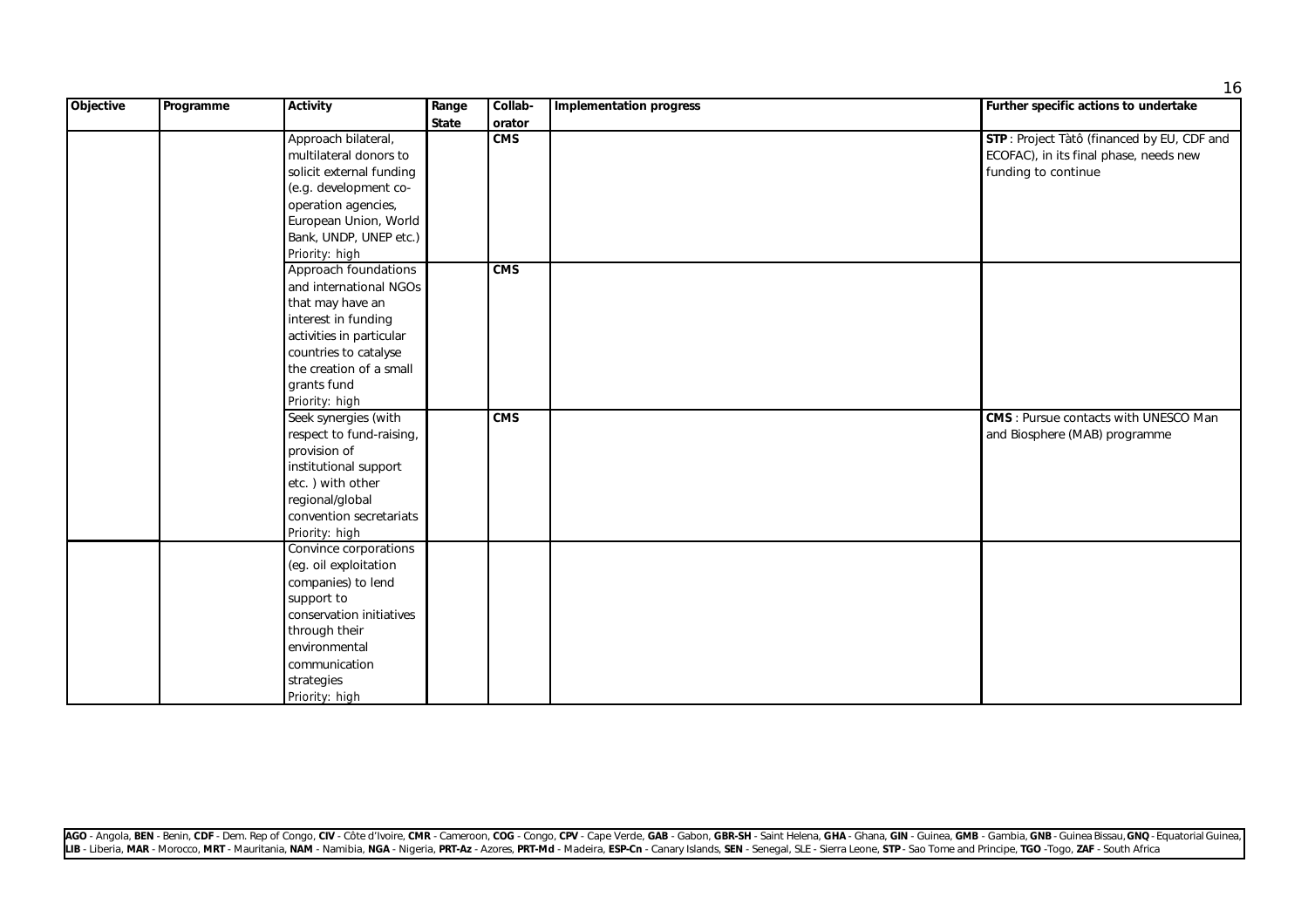| Objective | Programme | Activity | Range State | Collab-orator | Implementation progress | Further specific actions to undertake |
|---|---|---|---|---|---|---|
| | | Approach bilateral, multilateral donors to solicit external funding (e.g. development co-operation agencies, European Union, World Bank, UNDP, UNEP etc.) Priority: high | | **CMS** | | **STP** : Project Tàtô (financed by EU, CDF and ECOFAC), in its final phase, needs new funding to continue |
| | | Approach foundations and international NGOs that may have an interest in funding activities in particular countries to catalyse the creation of a small grants fund Priority: high | | **CMS** | | |
| | | Seek synergies (with respect to fund-raising, provision of institutional support etc. ) with other regional/global convention secretariats Priority: high | | **CMS** | | **CMS** : Pursue contacts with UNESCO Man and Biosphere (MAB) programme |
| | | Convince corporations (eg. oil exploitation companies) to lend support to conservation initiatives through their environmental communication strategies Priority: high | | | | |

**AGO** - Angola, **BEN** - Benin, **CDF** - Dem. Rep of Congo, **CIV** - Côte d'Ivoire, **CMR** - Cameroon, **COG** - Congo, **CPV** - Cape Verde, **GAB** - Gabon, **GBR-SH** - Saint Helena, **GHA** - Ghana, **GIN** - Guinea, **GMB** - Gambia, **GNB** - Guinea Bissau, **GNQ** - Equatorial Guinea, **LIB** - Liberia, **MAR** - Morocco, **MRT** - Mauritania, **NAM** - Namibia, **NGA** - Nigeria, **PRT-Az** - Azores, **PRT-Md** - Madeira, **ESP-Cn** - Canary Islands, **SEN** - Senegal, SLE - Sierra Leone, **STP** - Sao Tome and Principe, **TGO** -Togo, **ZAF** - South Africa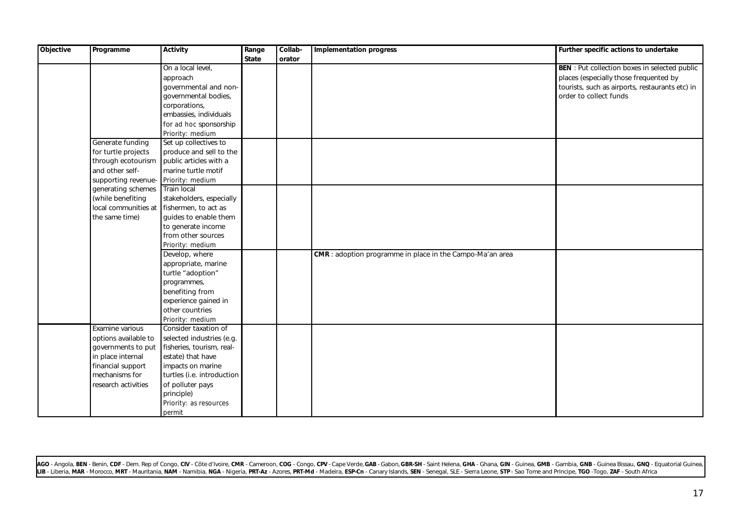| Objective | Programme | Activity | Range State | Collab-orator | Implementation progress | Further specific actions to undertake |
|---|---|---|---|---|---|---|
| | | On a local level, approach governmental and non-governmental bodies, corporations, embassies, individuals for *ad hoc* sponsorship Priority: medium | | | | **BEN** : Put collection boxes in selected public places (especially those frequented by tourists, such as airports, restaurants etc) in order to collect funds |
| | Generate funding for turtle projects through ecotourism and other self-supporting revenue-generating schemes (while benefiting local communities at the same time) | Set up collectives to produce and sell to the public articles with a marine turtle motif Priority: medium | | | | |
| | | Train local stakeholders, especially fishermen, to act as guides to enable them to generate income from other sources Priority: medium | | | | |
| | | Develop, where appropriate, marine turtle "adoption" programmes, benefiting from experience gained in other countries Priority: medium | | | **CMR** : adoption programme in place in the Campo-Ma'an area | |
| | Examine various options available to governments to put in place internal financial support mechanisms for research activities | Consider taxation of selected industries (e.g. fisheries, tourism, real-estate) that have impacts on marine turtles (i.e. introduction of polluter pays principle) Priority: as resources permit | | | | |

**AGO** - Angola, **BEN** - Benin, **CDF** - Dem. Rep of Congo, **CIV** - Côte d'Ivoire, **CMR** - Cameroon, **COG** - Congo, **CPV** - Cape Verde, **GAB** - Gabon, **GBR-SH** - Saint Helena, **GHA** - Ghana, **GIN** - Guinea, **GMB** - Gambia, **GNB** - Guinea Bissau, **GNQ** - Equatorial Guinea, **LIB** - Liberia, **MAR** - Morocco, **MRT** - Mauritania, **NAM** - Namibia, **NGA** - Nigeria, **PRT-Az** - Azores, **PRT-Md** - Madeira, **ESP-Cn** - Canary Islands, **SEN** - Senegal, SLE - Sierra Leone, **STP** - Sao Tome and Principe, **TGO** -Togo, **ZAF** - South Africa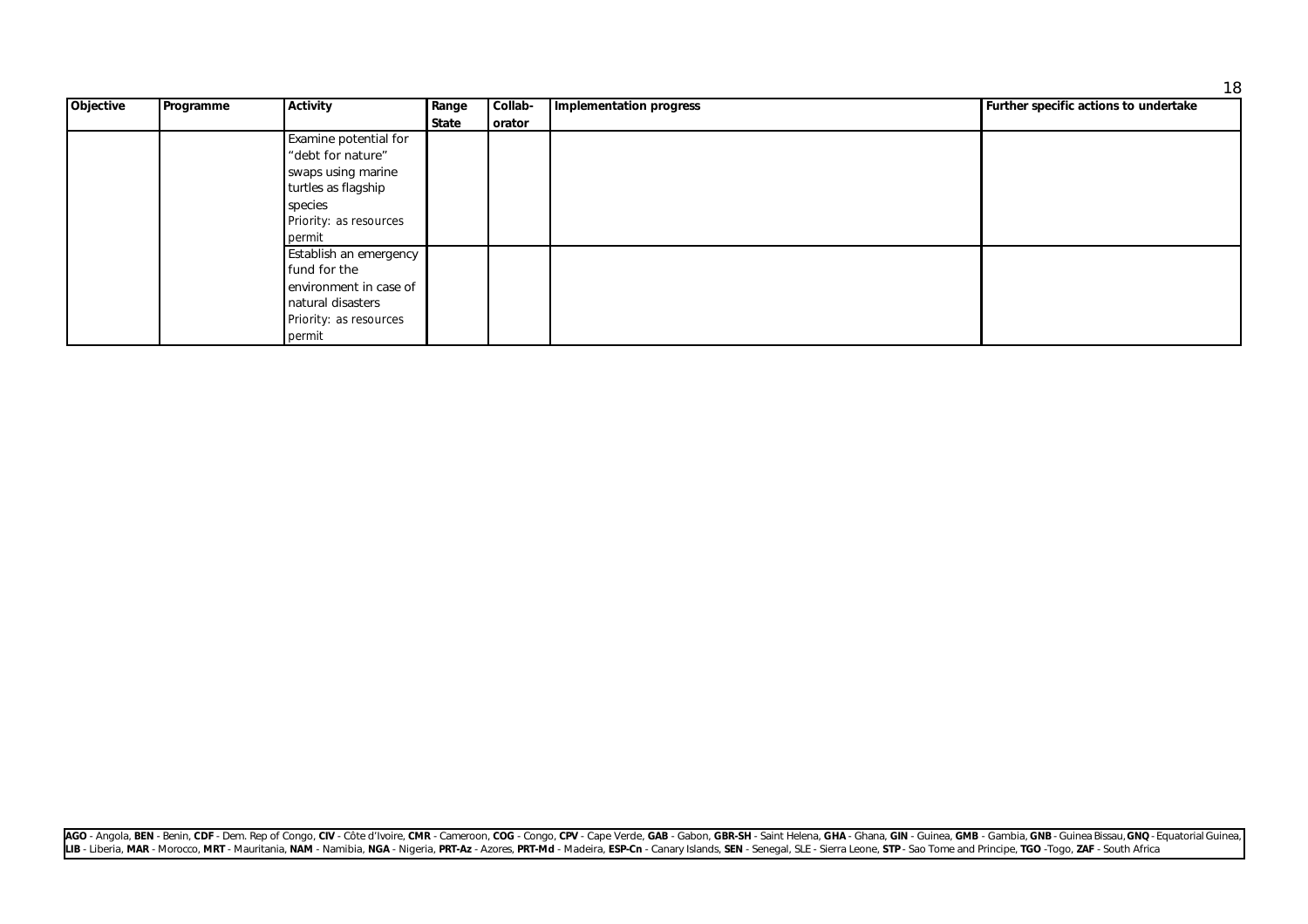| Objective | Programme | Activity | Range State | Collab-orator | Implementation progress | Further specific actions to undertake |
|---|---|---|---|---|---|---|
| | | Examine potential for "debt for nature" swaps using marine turtles as flagship species<br>Priority: as resources permit | | | | |
| | | Establish an emergency fund for the environment in case of natural disasters<br>Priority: as resources permit | | | | |

**AGO** - Angola, **BEN** - Benin, **CDF** - Dem. Rep of Congo, **CIV** - Côte d'Ivoire, **CMR** - Cameroon, **COG** - Congo, **CPV** - Cape Verde, **GAB** - Gabon, **GBR-SH** - Saint Helena, **GHA** - Ghana, **GIN** - Guinea, **GMB** - Gambia, **GNB** - Guinea Bissau, **GNQ** - Equatorial Guinea, **LIB** - Liberia, **MAR** - Morocco, **MRT** - Mauritania, **NAM** - Namibia, **NGA** - Nigeria, **PRT-Az** - Azores, **PRT-Md** - Madeira, **ESP-Cn** - Canary Islands, **SEN** - Senegal, SLE - Sierra Leone, **STP** - Sao Tome and Principe, **TGO** -Togo, **ZAF** - South Africa